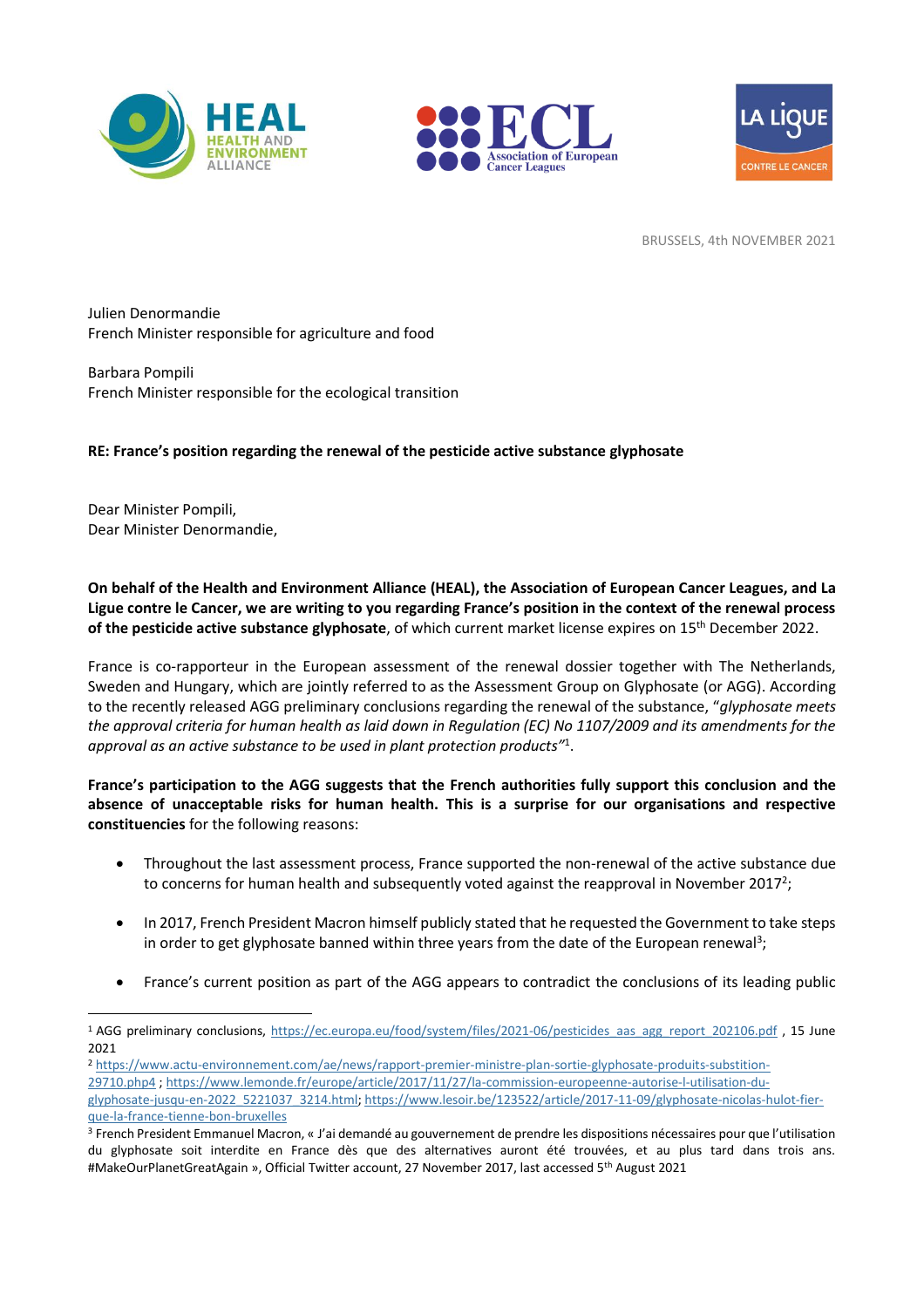BRUSSELS, 4th NOVEMBER 2021

Julien Denormandie
French Minister responsible for agriculture and food

Barbara Pompili
French Minister responsible for the ecological transition

**RE: France's position regarding the renewal of the pesticide active substance glyphosate**

Dear Minister Pompili,
Dear Minister Denormandie,

**On behalf of the Health and Environment Alliance (HEAL), the Association of European Cancer Leagues, and La Ligue contre le Cancer, we are writing to you regarding France's position in the context of the renewal process of the pesticide active substance glyphosate**, of which current market license expires on 15th December 2022.

France is co-rapporteur in the European assessment of the renewal dossier together with The Netherlands, Sweden and Hungary, which are jointly referred to as the Assessment Group on Glyphosate (or AGG). According to the recently released AGG preliminary conclusions regarding the renewal of the substance, "*glyphosate meets the approval criteria for human health as laid down in Regulation (EC) No 1107/2009 and its amendments for the approval as an active substance to be used in plant protection products*"[1].

**France's participation to the AGG suggests that the French authorities fully support this conclusion and the absence of unacceptable risks for human health. This is a surprise for our organisations and respective constituencies** for the following reasons:

- Throughout the last assessment process, France supported the non-renewal of the active substance due to concerns for human health and subsequently voted against the reapproval in November 2017[2];
- In 2017, French President Macron himself publicly stated that he requested the Government to take steps in order to get glyphosate banned within three years from the date of the European renewal[3];
- France's current position as part of the AGG appears to contradict the conclusions of its leading public

---

[1] AGG preliminary conclusions, https://ec.europa.eu/food/system/files/2021-06/pesticides_aas_agg_report_202106.pdf , 15 June 2021

[2] https://www.actu-environnement.com/ae/news/rapport-premier-ministre-plan-sortie-glyphosate-produits-substition-29710.php4 ; https://www.lemonde.fr/europe/article/2017/11/27/la-commission-europeenne-autorise-l-utilisation-du-glyphosate-jusqu-en-2022_5221037_3214.html; https://www.lesoir.be/123522/article/2017-11-09/glyphosate-nicolas-hulot-fier-que-la-france-tienne-bon-bruxelles

[3] French President Emmanuel Macron, « J'ai demandé au gouvernement de prendre les dispositions nécessaires pour que l'utilisation du glyphosate soit interdite en France dès que des alternatives auront été trouvées, et au plus tard dans trois ans. #MakeOurPlanetGreatAgain », Official Twitter account, 27 November 2017, last accessed 5th August 2021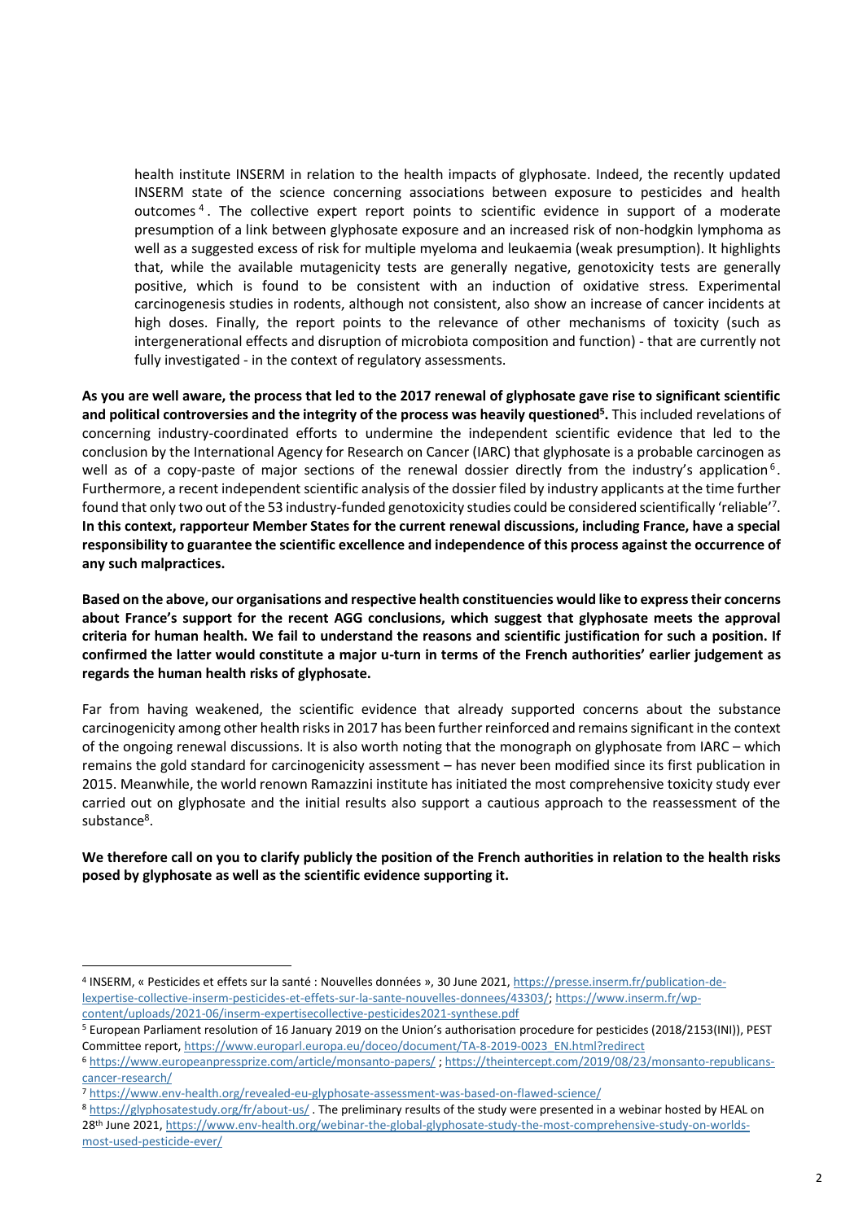health institute INSERM in relation to the health impacts of glyphosate. Indeed, the recently updated INSERM state of the science concerning associations between exposure to pesticides and health outcomes [4]. The collective expert report points to scientific evidence in support of a moderate presumption of a link between glyphosate exposure and an increased risk of non-hodgkin lymphoma as well as a suggested excess of risk for multiple myeloma and leukaemia (weak presumption). It highlights that, while the available mutagenicity tests are generally negative, genotoxicity tests are generally positive, which is found to be consistent with an induction of oxidative stress. Experimental carcinogenesis studies in rodents, although not consistent, also show an increase of cancer incidents at high doses. Finally, the report points to the relevance of other mechanisms of toxicity (such as intergenerational effects and disruption of microbiota composition and function) - that are currently not fully investigated - in the context of regulatory assessments.

**As you are well aware, the process that led to the 2017 renewal of glyphosate gave rise to significant scientific and political controversies and the integrity of the process was heavily questioned[5].** This included revelations of concerning industry-coordinated efforts to undermine the independent scientific evidence that led to the conclusion by the International Agency for Research on Cancer (IARC) that glyphosate is a probable carcinogen as well as of a copy-paste of major sections of the renewal dossier directly from the industry's application[6]. Furthermore, a recent independent scientific analysis of the dossier filed by industry applicants at the time further found that only two out of the 53 industry-funded genotoxicity studies could be considered scientifically 'reliable'[7]. **In this context, rapporteur Member States for the current renewal discussions, including France, have a special responsibility to guarantee the scientific excellence and independence of this process against the occurrence of any such malpractices.**

**Based on the above, our organisations and respective health constituencies would like to express their concerns about France's support for the recent AGG conclusions, which suggest that glyphosate meets the approval criteria for human health. We fail to understand the reasons and scientific justification for such a position. If confirmed the latter would constitute a major u-turn in terms of the French authorities' earlier judgement as regards the human health risks of glyphosate.**

Far from having weakened, the scientific evidence that already supported concerns about the substance carcinogenicity among other health risks in 2017 has been further reinforced and remains significant in the context of the ongoing renewal discussions. It is also worth noting that the monograph on glyphosate from IARC – which remains the gold standard for carcinogenicity assessment – has never been modified since its first publication in 2015. Meanwhile, the world renown Ramazzini institute has initiated the most comprehensive toxicity study ever carried out on glyphosate and the initial results also support a cautious approach to the reassessment of the substance[8].

**We therefore call on you to clarify publicly the position of the French authorities in relation to the health risks posed by glyphosate as well as the scientific evidence supporting it.**

---

[4] INSERM, « Pesticides et effets sur la santé : Nouvelles données », 30 June 2021, https://presse.inserm.fr/publication-de-lexpertise-collective-inserm-pesticides-et-effets-sur-la-sante-nouvelles-donnees/43303/; https://www.inserm.fr/wp-content/uploads/2021-06/inserm-expertisecollective-pesticides2021-synthese.pdf

[5] European Parliament resolution of 16 January 2019 on the Union's authorisation procedure for pesticides (2018/2153(INI)), PEST Committee report, https://www.europarl.europa.eu/doceo/document/TA-8-2019-0023_EN.html?redirect

[6] https://www.europeanpressprize.com/article/monsanto-papers/ ; https://theintercept.com/2019/08/23/monsanto-republicans-cancer-research/

[7] https://www.env-health.org/revealed-eu-glyphosate-assessment-was-based-on-flawed-science/

[8] https://glyphosatestudy.org/fr/about-us/ . The preliminary results of the study were presented in a webinar hosted by HEAL on 28th June 2021, https://www.env-health.org/webinar-the-global-glyphosate-study-the-most-comprehensive-study-on-worlds-most-used-pesticide-ever/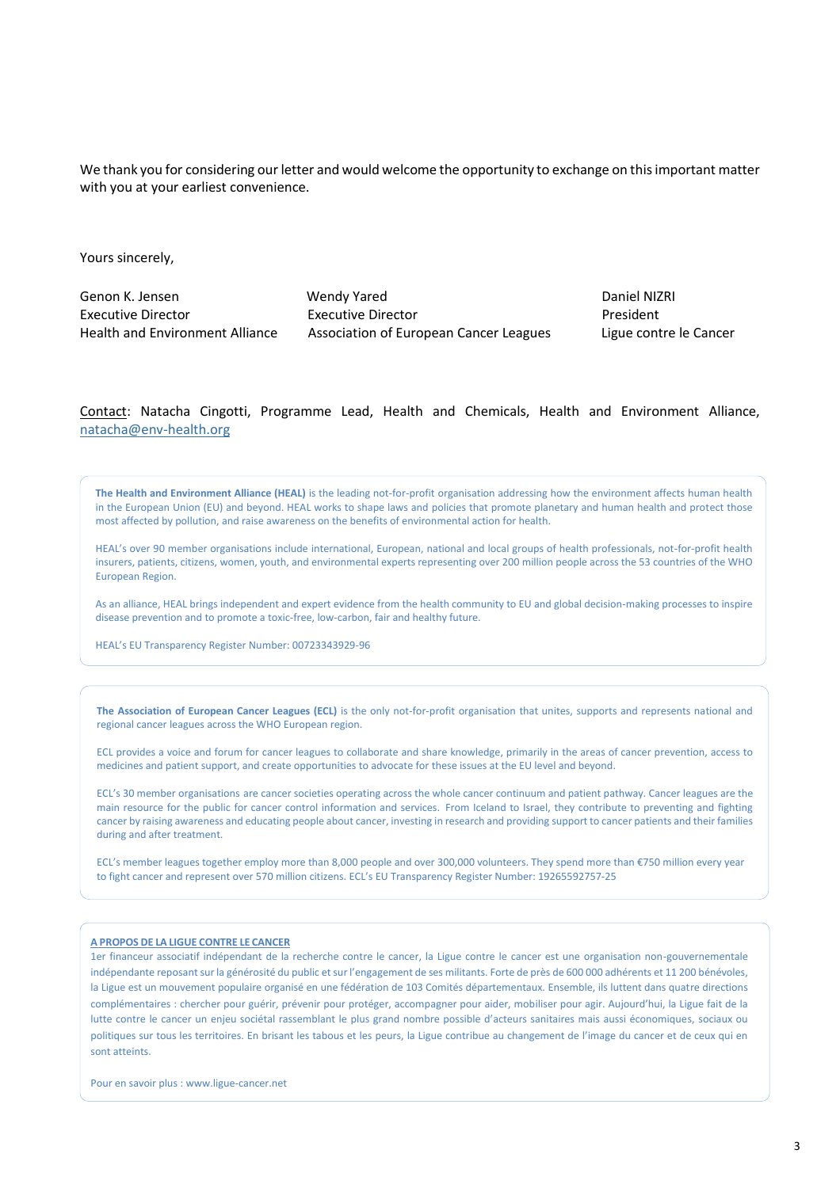We thank you for considering our letter and would welcome the opportunity to exchange on this important matter with you at your earliest convenience.

Yours sincerely,

| | | |
|---|---|---|
| Genon K. Jensen | Wendy Yared | Daniel NIZRI |
| Executive Director | Executive Director | President |
| Health and Environment Alliance | Association of European Cancer Leagues | Ligue contre le Cancer |

Contact: Natacha Cingotti, Programme Lead, Health and Chemicals, Health and Environment Alliance, natacha@env-health.org

**The Health and Environment Alliance (HEAL)** is the leading not-for-profit organisation addressing how the environment affects human health in the European Union (EU) and beyond. HEAL works to shape laws and policies that promote planetary and human health and protect those most affected by pollution, and raise awareness on the benefits of environmental action for health.

HEAL's over 90 member organisations include international, European, national and local groups of health professionals, not-for-profit health insurers, patients, citizens, women, youth, and environmental experts representing over 200 million people across the 53 countries of the WHO European Region.

As an alliance, HEAL brings independent and expert evidence from the health community to EU and global decision-making processes to inspire disease prevention and to promote a toxic-free, low-carbon, fair and healthy future.

HEAL's EU Transparency Register Number: 00723343929-96

**The Association of European Cancer Leagues (ECL)** is the only not-for-profit organisation that unites, supports and represents national and regional cancer leagues across the WHO European region.

ECL provides a voice and forum for cancer leagues to collaborate and share knowledge, primarily in the areas of cancer prevention, access to medicines and patient support, and create opportunities to advocate for these issues at the EU level and beyond.

ECL's 30 member organisations are cancer societies operating across the whole cancer continuum and patient pathway. Cancer leagues are the main resource for the public for cancer control information and services. From Iceland to Israel, they contribute to preventing and fighting cancer by raising awareness and educating people about cancer, investing in research and providing support to cancer patients and their families during and after treatment.

ECL's member leagues together employ more than 8,000 people and over 300,000 volunteers. They spend more than €750 million every year to fight cancer and represent over 570 million citizens. ECL's EU Transparency Register Number: 19265592757-25

**A PROPOS DE LA LIGUE CONTRE LE CANCER**

1er financeur associatif indépendant de la recherche contre le cancer, la Ligue contre le cancer est une organisation non-gouvernementale indépendante reposant sur la générosité du public et sur l'engagement de ses militants. Forte de près de 600 000 adhérents et 11 200 bénévoles, la Ligue est un mouvement populaire organisé en une fédération de 103 Comités départementaux. Ensemble, ils luttent dans quatre directions complémentaires : chercher pour guérir, prévenir pour protéger, accompagner pour aider, mobiliser pour agir. Aujourd'hui, la Ligue fait de la lutte contre le cancer un enjeu sociétal rassemblant le plus grand nombre possible d'acteurs sanitaires mais aussi économiques, sociaux ou politiques sur tous les territoires. En brisant les tabous et les peurs, la Ligue contribue au changement de l'image du cancer et de ceux qui en sont atteints.

Pour en savoir plus : www.ligue-cancer.net